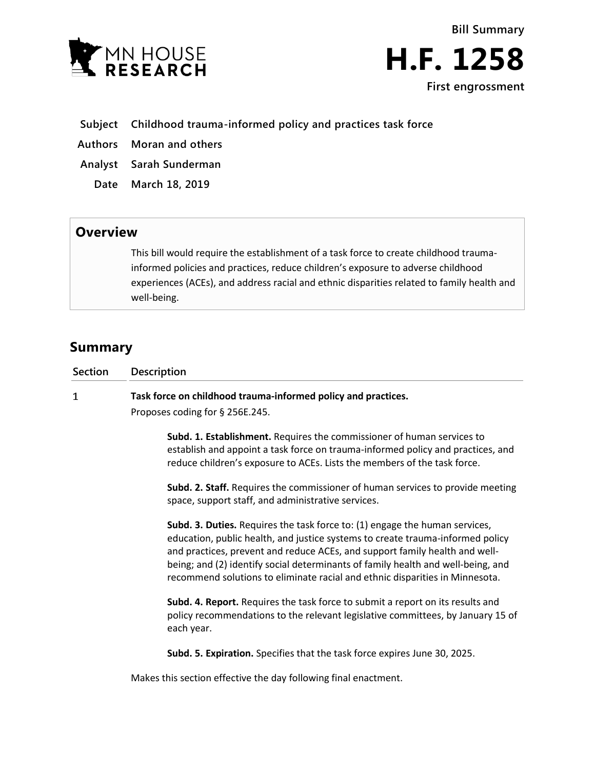MN HOUSE RESEARCH

Bill Summary

# H.F. 1258

**First engrossment**

| | |
|---|---|
| **Subject** | **Childhood trauma-informed policy and practices task force** |
| **Authors** | **Moran and others** |
| **Analyst** | **Sarah Sunderman** |
| **Date** | **March 18, 2019** |

## Overview

This bill would require the establishment of a task force to create childhood trauma-informed policies and practices, reduce children's exposure to adverse childhood experiences (ACEs), and address racial and ethnic disparities related to family health and well-being.

## Summary

| Section | Description |
|---|---|
| 1 | **Task force on childhood trauma-informed policy and practices.** |

Proposes coding for § 256E.245.

**Subd. 1. Establishment.** Requires the commissioner of human services to establish and appoint a task force on trauma-informed policy and practices, and reduce children's exposure to ACEs. Lists the members of the task force.

**Subd. 2. Staff.** Requires the commissioner of human services to provide meeting space, support staff, and administrative services.

**Subd. 3. Duties.** Requires the task force to: (1) engage the human services, education, public health, and justice systems to create trauma-informed policy and practices, prevent and reduce ACEs, and support family health and well-being; and (2) identify social determinants of family health and well-being, and recommend solutions to eliminate racial and ethnic disparities in Minnesota.

**Subd. 4. Report.** Requires the task force to submit a report on its results and policy recommendations to the relevant legislative committees, by January 15 of each year.

**Subd. 5. Expiration.** Specifies that the task force expires June 30, 2025.

Makes this section effective the day following final enactment.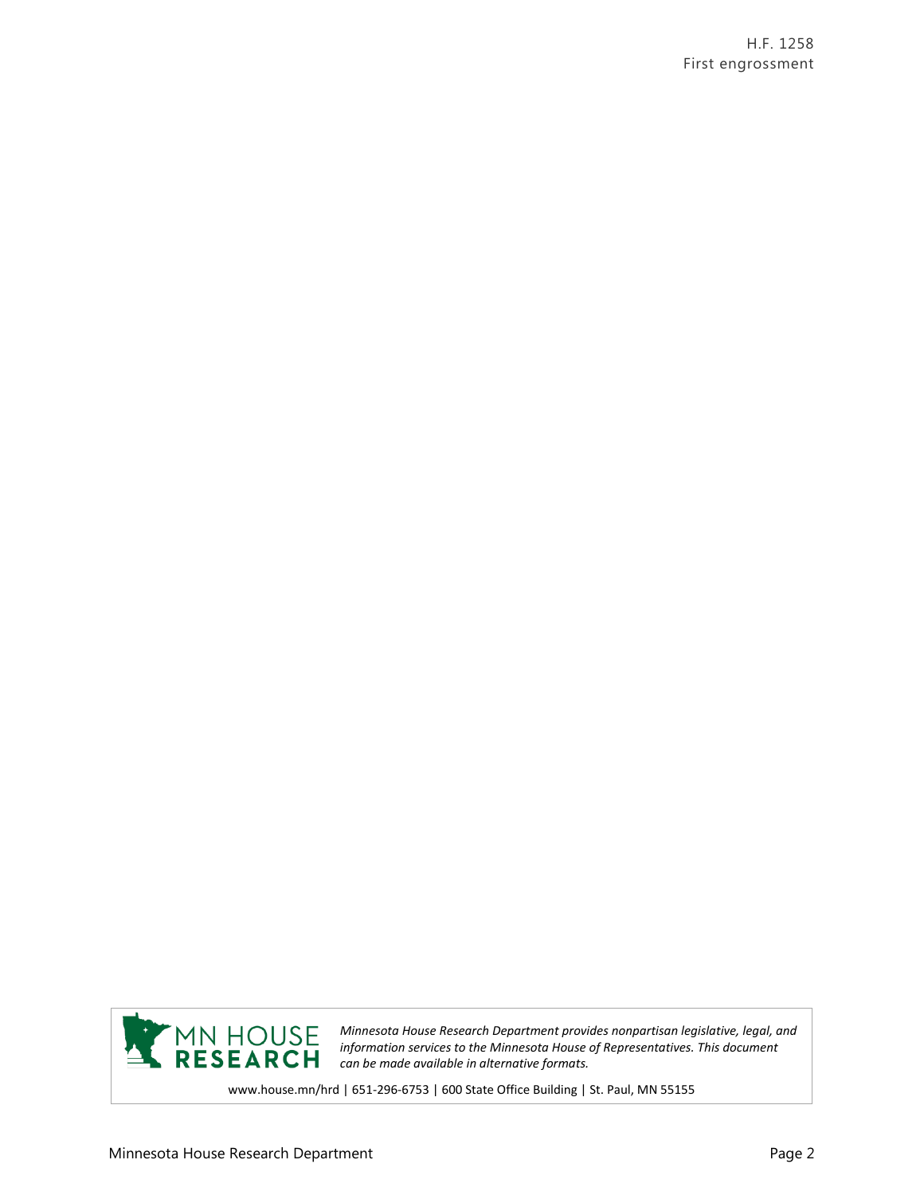Minnesota House Research Department provides nonpartisan legislative, legal, and information services to the Minnesota House of Representatives. This document can be made available in alternative formats.

www.house.mn/hrd | 651-296-6753 | 600 State Office Building | St. Paul, MN 55155